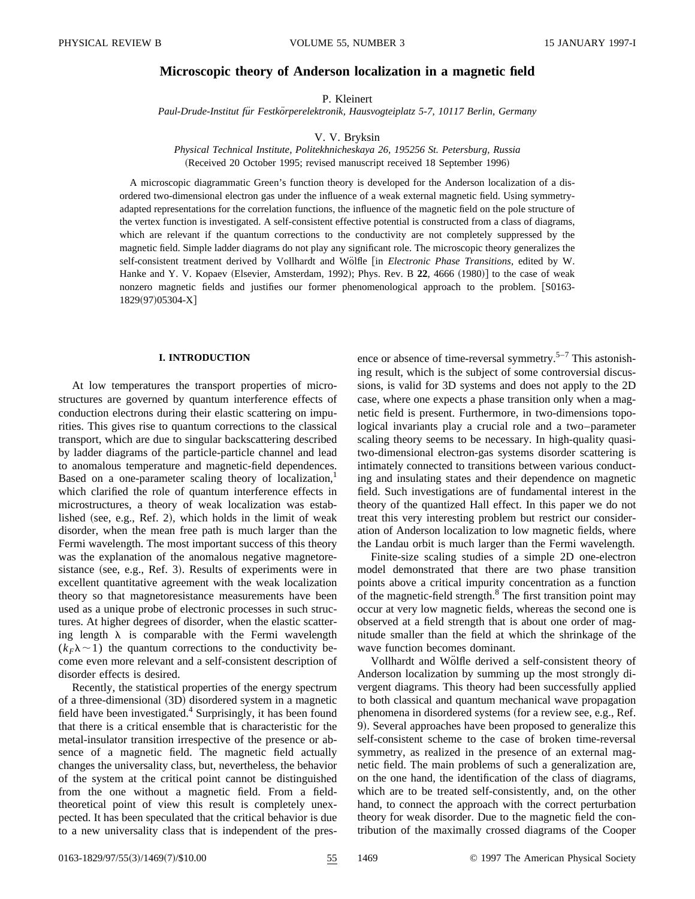# Microscopic theory of Anderson localization in a magnetic field

P. Kleinert

*Paul-Drude-Institut für Festkörperelektronik, Hausvogteiplatz 5-7, 10117 Berlin, Germany*

V. V. Bryksin

*Physical Technical Institute, Politekhnicheskaya 26, 195256 St. Petersburg, Russia*

(Received 20 October 1995; revised manuscript received 18 September 1996)

A microscopic diagrammatic Green's function theory is developed for the Anderson localization of a disordered two-dimensional electron gas under the influence of a weak external magnetic field. Using symmetry-adapted representations for the correlation functions, the influence of the magnetic field on the pole structure of the vertex function is investigated. A self-consistent effective potential is constructed from a class of diagrams, which are relevant if the quantum corrections to the conductivity are not completely suppressed by the magnetic field. Simple ladder diagrams do not play any significant role. The microscopic theory generalizes the self-consistent treatment derived by Vollhardt and Wölfle [in *Electronic Phase Transitions*, edited by W. Hanke and Y. V. Kopaev (Elsevier, Amsterdam, 1992); Phys. Rev. B **22**, 4666 (1980)] to the case of weak nonzero magnetic fields and justifies our former phenomenological approach to the problem. [S0163-1829(97)05304-X]

## I. INTRODUCTION

At low temperatures the transport properties of microstructures are governed by quantum interference effects of conduction electrons during their elastic scattering on impurities. This gives rise to quantum corrections to the classical transport, which are due to singular backscattering described by ladder diagrams of the particle-particle channel and lead to anomalous temperature and magnetic-field dependences. Based on a one-parameter scaling theory of localization,[1] which clarified the role of quantum interference effects in microstructures, a theory of weak localization was established (see, e.g., Ref. 2), which holds in the limit of weak disorder, when the mean free path is much larger than the Fermi wavelength. The most important success of this theory was the explanation of the anomalous negative magnetoresistance (see, e.g., Ref. 3). Results of experiments were in excellent quantitative agreement with the weak localization theory so that magnetoresistance measurements have been used as a unique probe of electronic processes in such structures. At higher degrees of disorder, when the elastic scattering length $\lambda$ is comparable with the Fermi wavelength ($k_F\lambda\sim 1$) the quantum corrections to the conductivity become even more relevant and a self-consistent description of disorder effects is desired.

Recently, the statistical properties of the energy spectrum of a three-dimensional (3D) disordered system in a magnetic field have been investigated.[4] Surprisingly, it has been found that there is a critical ensemble that is characteristic for the metal-insulator transition irrespective of the presence or absence of a magnetic field. The magnetic field actually changes the universality class, but, nevertheless, the behavior of the system at the critical point cannot be distinguished from the one without a magnetic field. From a field-theoretical point of view this result is completely unexpected. It has been speculated that the critical behavior is due to a new universality class that is independent of the presence or absence of time-reversal symmetry.[5–7] This astonishing result, which is the subject of some controversial discussions, is valid for 3D systems and does not apply to the 2D case, where one expects a phase transition only when a magnetic field is present. Furthermore, in two-dimensions topological invariants play a crucial role and a two–parameter scaling theory seems to be necessary. In high-quality quasi-two-dimensional electron-gas systems disorder scattering is intimately connected to transitions between various conducting and insulating states and their dependence on magnetic field. Such investigations are of fundamental interest in the theory of the quantized Hall effect. In this paper we do not treat this very interesting problem but restrict our consideration of Anderson localization to low magnetic fields, where the Landau orbit is much larger than the Fermi wavelength.

Finite-size scaling studies of a simple 2D one-electron model demonstrated that there are two phase transition points above a critical impurity concentration as a function of the magnetic-field strength.[8] The first transition point may occur at very low magnetic fields, whereas the second one is observed at a field strength that is about one order of magnitude smaller than the field at which the shrinkage of the wave function becomes dominant.

Vollhardt and Wölfle derived a self-consistent theory of Anderson localization by summing up the most strongly divergent diagrams. This theory had been successfully applied to both classical and quantum mechanical wave propagation phenomena in disordered systems (for a review see, e.g., Ref. 9). Several approaches have been proposed to generalize this self-consistent scheme to the case of broken time-reversal symmetry, as realized in the presence of an external magnetic field. The main problems of such a generalization are, on the one hand, the identification of the class of diagrams, which are to be treated self-consistently, and, on the other hand, to connect the approach with the correct perturbation theory for weak disorder. Due to the magnetic field the contribution of the maximally crossed diagrams of the Cooper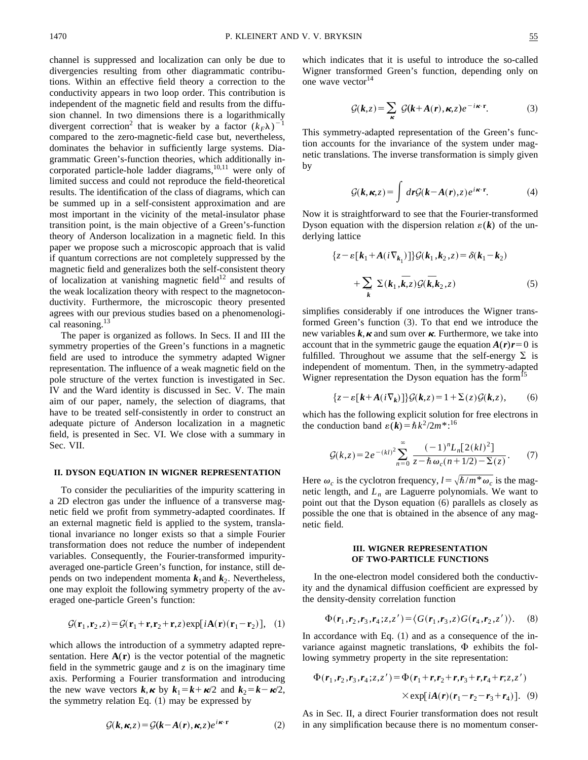channel is suppressed and localization can only be due to divergencies resulting from other diagrammatic contributions. Within an effective field theory a correction to the conductivity appears in two loop order. This contribution is independent of the magnetic field and results from the diffusion channel. In two dimensions there is a logarithmically divergent correction[2] that is weaker by a factor $(k_F\lambda)^{-1}$ compared to the zero-magnetic-field case but, nevertheless, dominates the behavior in sufficiently large systems. Diagrammatic Green's-function theories, which additionally incorporated particle-hole ladder diagrams,[10,11] were only of limited success and could not reproduce the field-theoretical results. The identification of the class of diagrams, which can be summed up in a self-consistent approximation and are most important in the vicinity of the metal-insulator phase transition point, is the main objective of a Green's-function theory of Anderson localization in a magnetic field. In this paper we propose such a microscopic approach that is valid if quantum corrections are not completely suppressed by the magnetic field and generalizes both the self-consistent theory of localization at vanishing magnetic field[12] and results of the weak localization theory with respect to the magnetoconductivity. Furthermore, the microscopic theory presented agrees with our previous studies based on a phenomenological reasoning.[13]

The paper is organized as follows. In Secs. II and III the symmetry properties of the Green's functions in a magnetic field are used to introduce the symmetry adapted Wigner representation. The influence of a weak magnetic field on the pole structure of the vertex function is investigated in Sec. IV and the Ward identity is discussed in Sec. V. The main aim of our paper, namely, the selection of diagrams, that have to be treated self-consistently in order to construct an adequate picture of Anderson localization in a magnetic field, is presented in Sec. VI. We close with a summary in Sec. VII.

## II. DYSON EQUATION IN WIGNER REPRESENTATION

To consider the peculiarities of the impurity scattering in a 2D electron gas under the influence of a transverse magnetic field we profit from symmetry-adapted coordinates. If an external magnetic field is applied to the system, translational invariance no longer exists so that a simple Fourier transformation does not reduce the number of independent variables. Consequently, the Fourier-transformed impurity-averaged one-particle Green's function, for instance, still depends on two independent momenta $\boldsymbol{k}_1$ and $\boldsymbol{k}_2$. Nevertheless, one may exploit the following symmetry property of the averaged one-particle Green's function:

$$\mathcal{G}(\mathbf{r}_1,\mathbf{r}_2,z)=\mathcal{G}(\mathbf{r}_1+\mathbf{r},\mathbf{r}_2+\mathbf{r},z)\exp[i\mathbf{A}(\mathbf{r})(\mathbf{r}_1-\mathbf{r}_2)], \quad (1)$$

which allows the introduction of a symmetry adapted representation. Here $\mathbf{A}(\mathbf{r})$ is the vector potential of the magnetic field in the symmetric gauge and $z$ is on the imaginary time axis. Performing a Fourier transformation and introducing the new wave vectors $\boldsymbol{k},\boldsymbol{\kappa}$ by $\boldsymbol{k}_1=\boldsymbol{k}+\boldsymbol{\kappa}/2$ and $\boldsymbol{k}_2=\boldsymbol{k}-\boldsymbol{\kappa}/2$, the symmetry relation Eq. (1) may be expressed by

$$\mathcal{G}(\boldsymbol{k},\boldsymbol{\kappa},z)=\mathcal{G}(\boldsymbol{k}-\boldsymbol{A}(\boldsymbol{r}),\boldsymbol{\kappa},z)e^{i\boldsymbol{\kappa}\cdot\mathbf{r}} \quad (2)$$

which indicates that it is useful to introduce the so-called Wigner transformed Green's function, depending only on one wave vector[14]

$$\mathcal{G}(\boldsymbol{k},z)=\sum_{\boldsymbol{\kappa}}\mathcal{G}(\boldsymbol{k}+\boldsymbol{A}(\boldsymbol{r}),\boldsymbol{\kappa},z)e^{-i\boldsymbol{\kappa}\cdot\mathbf{r}}. \quad (3)$$

This symmetry-adapted representation of the Green's function accounts for the invariance of the system under magnetic translations. The inverse transformation is simply given by

$$\mathcal{G}(\boldsymbol{k},\boldsymbol{\kappa},z)=\int d\boldsymbol{r}\,\mathcal{G}(\boldsymbol{k}-\boldsymbol{A}(\boldsymbol{r}),z)e^{i\boldsymbol{\kappa}\cdot\mathbf{r}}. \quad (4)$$

Now it is straightforward to see that the Fourier-transformed Dyson equation with the dispersion relation $\varepsilon(\boldsymbol{k})$ of the underlying lattice

$$\begin{aligned}\{z-\varepsilon[\boldsymbol{k}_1+\boldsymbol{A}(i\nabla_{\boldsymbol{k}_1})]\}\mathcal{G}(\boldsymbol{k}_1,\boldsymbol{k}_2,z)&=\delta(\boldsymbol{k}_1-\boldsymbol{k}_2)\\&\quad+\sum_{\overline{\boldsymbol{k}}}\Sigma(\boldsymbol{k}_1,\overline{\boldsymbol{k}},z)\mathcal{G}(\overline{\boldsymbol{k}},\boldsymbol{k}_2,z)\end{aligned} \quad (5)$$

simplifies considerably if one introduces the Wigner transformed Green's function (3). To that end we introduce the new variables $\boldsymbol{k},\boldsymbol{\kappa}$ and sum over $\boldsymbol{\kappa}$. Furthermore, we take into account that in the symmetric gauge the equation $\boldsymbol{A}(\boldsymbol{r})\boldsymbol{r}=0$ is fulfilled. Throughout we assume that the self-energy $\Sigma$ is independent of momentum. Then, in the symmetry-adapted Wigner representation the Dyson equation has the form[15]

$$\{z-\varepsilon[\boldsymbol{k}+\boldsymbol{A}(i\nabla_{\boldsymbol{k}})]\}\mathcal{G}(\boldsymbol{k},z)=1+\Sigma(z)\mathcal{G}(\boldsymbol{k},z), \quad (6)$$

which has the following explicit solution for free electrons in the conduction band $\varepsilon(\boldsymbol{k})=\hbar k^2/2m^*$:[16]

$$\mathcal{G}(k,z)=2e^{-(kl)^2}\sum_{n=0}^{\infty}\frac{(-1)^nL_n[2(kl)^2]}{z-\hbar\omega_c(n+1/2)-\Sigma(z)}. \quad (7)$$

Here $\omega_c$ is the cyclotron frequency, $l=\sqrt{\hbar/m^*\omega_c}$ is the magnetic length, and $L_n$ are Laguerre polynomials. We want to point out that the Dyson equation (6) parallels as closely as possible the one that is obtained in the absence of any magnetic field.

## III. WIGNER REPRESENTATION OF TWO-PARTICLE FUNCTIONS

In the one-electron model considered both the conductivity and the dynamical diffusion coefficient are expressed by the density-density correlation function

$$\Phi(\boldsymbol{r}_1,\boldsymbol{r}_2,\boldsymbol{r}_3,\boldsymbol{r}_4;z,z')=\langle G(\boldsymbol{r}_1,\boldsymbol{r}_3,z)G(\boldsymbol{r}_4,\boldsymbol{r}_2,z')\rangle. \quad (8)$$

In accordance with Eq. (1) and as a consequence of the invariance against magnetic translations, $\Phi$ exhibits the following symmetry property in the site representation:

$$\begin{aligned}\Phi(\boldsymbol{r}_1,\boldsymbol{r}_2,\boldsymbol{r}_3,\boldsymbol{r}_4;z,z')&=\Phi(\boldsymbol{r}_1+\boldsymbol{r},\boldsymbol{r}_2+\boldsymbol{r},\boldsymbol{r}_3+\boldsymbol{r},\boldsymbol{r}_4+\boldsymbol{r};z,z')\\&\quad\times\exp[i\boldsymbol{A}(\boldsymbol{r})(\boldsymbol{r}_1-\boldsymbol{r}_2-\boldsymbol{r}_3+\boldsymbol{r}_4)].\end{aligned} \quad (9)$$

As in Sec. II, a direct Fourier transformation does not result in any simplification because there is no momentum conser-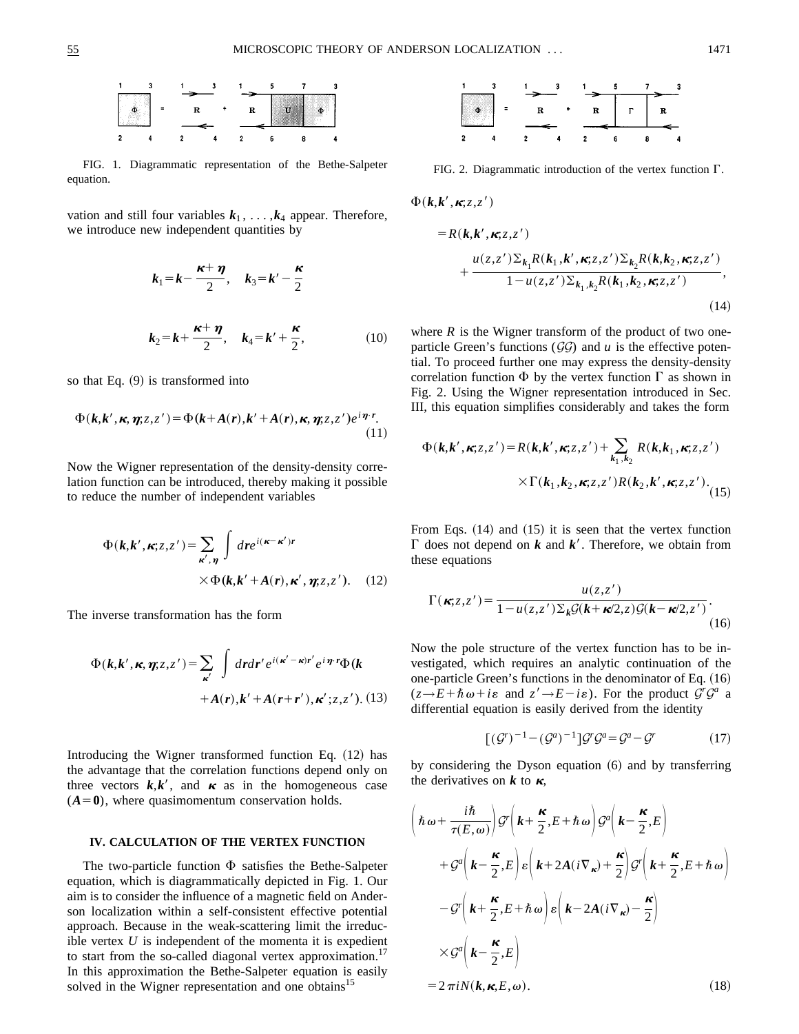FIG. 1. Diagrammatic representation of the Bethe-Salpeter equation.

vation and still four variables $\boldsymbol{k}_1,\ldots,\boldsymbol{k}_4$ appear. Therefore, we introduce new independent quantities by

$$\boldsymbol{k}_1=\boldsymbol{k}-\frac{\boldsymbol{\kappa}+\boldsymbol{\eta}}{2},\quad \boldsymbol{k}_3=\boldsymbol{k}'-\frac{\boldsymbol{\kappa}}{2}$$

$$\boldsymbol{k}_2=\boldsymbol{k}+\frac{\boldsymbol{\kappa}+\boldsymbol{\eta}}{2},\quad \boldsymbol{k}_4=\boldsymbol{k}'+\frac{\boldsymbol{\kappa}}{2},\tag{10}$$

so that Eq. (9) is transformed into

$$\Phi(\boldsymbol{k},\boldsymbol{k}',\boldsymbol{\kappa},\boldsymbol{\eta};z,z')=\Phi(\boldsymbol{k}+\boldsymbol{A}(\boldsymbol{r}),\boldsymbol{k}'+\boldsymbol{A}(\boldsymbol{r}),\boldsymbol{\kappa},\boldsymbol{\eta};z,z')e^{i\boldsymbol{\eta}\cdot\boldsymbol{r}}.\tag{11}$$

Now the Wigner representation of the density-density correlation function can be introduced, thereby making it possible to reduce the number of independent variables

$$\Phi(\boldsymbol{k},\boldsymbol{k}',\boldsymbol{\kappa};z,z')=\sum_{\boldsymbol{\kappa}',\boldsymbol{\eta}}\int d\boldsymbol{r}e^{i(\boldsymbol{\kappa}-\boldsymbol{\kappa}')\boldsymbol{r}}\times\Phi(\boldsymbol{k},\boldsymbol{k}'+\boldsymbol{A}(\boldsymbol{r}),\boldsymbol{\kappa}',\boldsymbol{\eta};z,z').\tag{12}$$

The inverse transformation has the form

$$\Phi(\boldsymbol{k},\boldsymbol{k}',\boldsymbol{\kappa},\boldsymbol{\eta};z,z')=\sum_{\boldsymbol{\kappa}'}\int d\boldsymbol{r}d\boldsymbol{r}'e^{i(\boldsymbol{\kappa}'-\boldsymbol{\kappa})\boldsymbol{r}'}e^{i\boldsymbol{\eta}\cdot\boldsymbol{r}}\Phi(\boldsymbol{k}+\boldsymbol{A}(\boldsymbol{r}),\boldsymbol{k}'+\boldsymbol{A}(\boldsymbol{r}+\boldsymbol{r}'),\boldsymbol{\kappa}';z,z').\tag{13}$$

Introducing the Wigner transformed function Eq. (12) has the advantage that the correlation functions depend only on three vectors $\boldsymbol{k},\boldsymbol{k}'$, and $\boldsymbol{\kappa}$ as in the homogeneous case ($\boldsymbol{A}=\boldsymbol{0}$), where quasimomentum conservation holds.

## IV. CALCULATION OF THE VERTEX FUNCTION

The two-particle function $\Phi$ satisfies the Bethe-Salpeter equation, which is diagrammatically depicted in Fig. 1. Our aim is to consider the influence of a magnetic field on Anderson localization within a self-consistent effective potential approach. Because in the weak-scattering limit the irreducible vertex $U$ is independent of the momenta it is expedient to start from the so-called diagonal vertex approximation.[17] In this approximation the Bethe-Salpeter equation is easily solved in the Wigner representation and one obtains[15]

FIG. 2. Diagrammatic introduction of the vertex function $\Gamma$.

$$\Phi(\boldsymbol{k},\boldsymbol{k}',\boldsymbol{\kappa};z,z')=R(\boldsymbol{k},\boldsymbol{k}',\boldsymbol{\kappa};z,z')+\frac{u(z,z')\Sigma_{\boldsymbol{k}_1}R(\boldsymbol{k}_1,\boldsymbol{k}',\boldsymbol{\kappa};z,z')\Sigma_{\boldsymbol{k}_2}R(\boldsymbol{k},\boldsymbol{k}_2,\boldsymbol{\kappa};z,z')}{1-u(z,z')\Sigma_{\boldsymbol{k}_1,\boldsymbol{k}_2}R(\boldsymbol{k}_1,\boldsymbol{k}_2,\boldsymbol{\kappa};z,z')},\tag{14}$$

where $R$ is the Wigner transform of the product of two one-particle Green's functions ($\mathcal{G}\mathcal{G}$) and $u$ is the effective potential. To proceed further one may express the density-density correlation function $\Phi$ by the vertex function $\Gamma$ as shown in Fig. 2. Using the Wigner representation introduced in Sec. III, this equation simplifies considerably and takes the form

$$\Phi(\boldsymbol{k},\boldsymbol{k}',\boldsymbol{\kappa};z,z')=R(\boldsymbol{k},\boldsymbol{k}',\boldsymbol{\kappa};z,z')+\sum_{\boldsymbol{k}_1,\boldsymbol{k}_2}R(\boldsymbol{k},\boldsymbol{k}_1,\boldsymbol{\kappa};z,z')\times\Gamma(\boldsymbol{k}_1,\boldsymbol{k}_2,\boldsymbol{\kappa};z,z')R(\boldsymbol{k}_2,\boldsymbol{k}',\boldsymbol{\kappa};z,z').\tag{15}$$

From Eqs. (14) and (15) it is seen that the vertex function $\Gamma$ does not depend on $\boldsymbol{k}$ and $\boldsymbol{k}'$. Therefore, we obtain from these equations

$$\Gamma(\boldsymbol{\kappa};z,z')=\frac{u(z,z')}{1-u(z,z')\Sigma_{\boldsymbol{k}}\mathcal{G}(\boldsymbol{k}+\boldsymbol{\kappa}/2,z)\mathcal{G}(\boldsymbol{k}-\boldsymbol{\kappa}/2,z')}.\tag{16}$$

Now the pole structure of the vertex function has to be investigated, which requires an analytic continuation of the one-particle Green's functions in the denominator of Eq. (16) ($z\rightarrow E+\hbar\omega+i\varepsilon$ and $z'\rightarrow E-i\varepsilon$). For the product $\mathcal{G}^r\mathcal{G}^a$ a differential equation is easily derived from the identity

$$[(\mathcal{G}^r)^{-1}-(\mathcal{G}^a)^{-1}]\mathcal{G}^r\mathcal{G}^a=\mathcal{G}^a-\mathcal{G}^r\tag{17}$$

by considering the Dyson equation (6) and by transferring the derivatives on $\boldsymbol{k}$ to $\boldsymbol{\kappa}$,

$$\begin{aligned}&\left(\hbar\omega+\frac{i\hbar}{\tau(E,\omega)}\right)\mathcal{G}^r\left(\boldsymbol{k}+\frac{\boldsymbol{\kappa}}{2},E+\hbar\omega\right)\mathcal{G}^a\left(\boldsymbol{k}-\frac{\boldsymbol{\kappa}}{2},E\right)\\&\quad+\mathcal{G}^a\left(\boldsymbol{k}-\frac{\boldsymbol{\kappa}}{2},E\right)\varepsilon\left(\boldsymbol{k}+2\boldsymbol{A}(i\nabla_{\boldsymbol{\kappa}})+\frac{\boldsymbol{\kappa}}{2}\right)\mathcal{G}^r\left(\boldsymbol{k}+\frac{\boldsymbol{\kappa}}{2},E+\hbar\omega\right)\\&\quad-\mathcal{G}^r\left(\boldsymbol{k}+\frac{\boldsymbol{\kappa}}{2},E+\hbar\omega\right)\varepsilon\left(\boldsymbol{k}-2\boldsymbol{A}(i\nabla_{\boldsymbol{\kappa}})-\frac{\boldsymbol{\kappa}}{2}\right)\\&\quad\times\mathcal{G}^a\left(\boldsymbol{k}-\frac{\boldsymbol{\kappa}}{2},E\right)\\&=2\pi iN(\boldsymbol{k},\boldsymbol{\kappa},E,\omega).\end{aligned}\tag{18}$$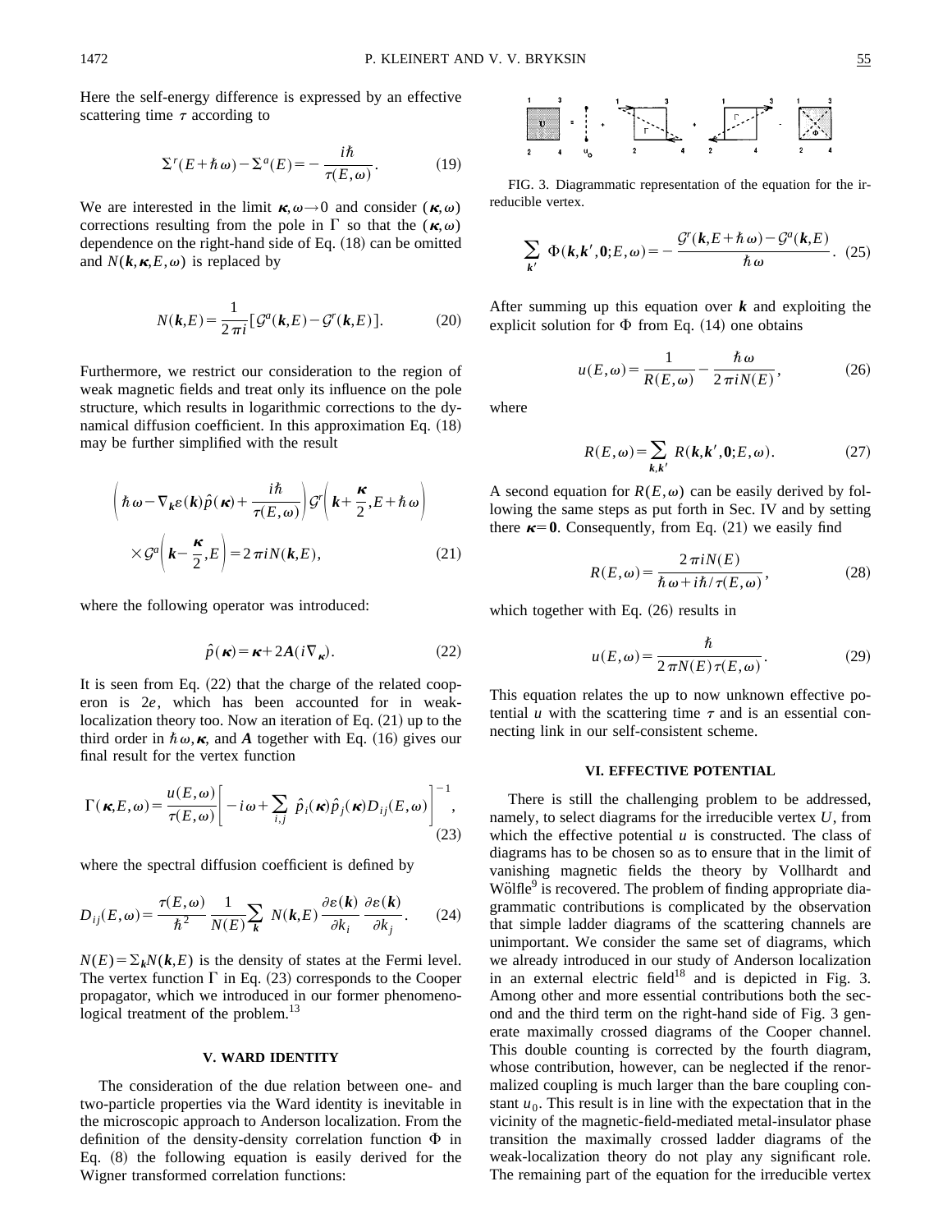Here the self-energy difference is expressed by an effective scattering time $\tau$ according to

$$\Sigma^r(E+\hbar\omega)-\Sigma^a(E)=-\frac{i\hbar}{\tau(E,\omega)}. \tag{19}$$

We are interested in the limit $\boldsymbol{\kappa},\omega\to 0$ and consider $(\boldsymbol{\kappa},\omega)$ corrections resulting from the pole in $\Gamma$ so that the $(\boldsymbol{\kappa},\omega)$ dependence on the right-hand side of Eq. (18) can be omitted and $N(\boldsymbol{k},\boldsymbol{\kappa},E,\omega)$ is replaced by

$$N(\boldsymbol{k},E)=\frac{1}{2\pi i}[\mathcal{G}^a(\boldsymbol{k},E)-\mathcal{G}^r(\boldsymbol{k},E)]. \tag{20}$$

Furthermore, we restrict our consideration to the region of weak magnetic fields and treat only its influence on the pole structure, which results in logarithmic corrections to the dynamical diffusion coefficient. In this approximation Eq. (18) may be further simplified with the result

$$\left(\hbar\omega-\nabla_{\boldsymbol{k}}\varepsilon(\boldsymbol{k})\hat{p}(\boldsymbol{\kappa})+\frac{i\hbar}{\tau(E,\omega)}\right)\mathcal{G}^r\left(\boldsymbol{k}+\frac{\boldsymbol{\kappa}}{2},E+\hbar\omega\right)\times\mathcal{G}^a\left(\boldsymbol{k}-\frac{\boldsymbol{\kappa}}{2},E\right)=2\pi iN(\boldsymbol{k},E), \tag{21}$$

where the following operator was introduced:

$$\hat{p}(\boldsymbol{\kappa})=\boldsymbol{\kappa}+2\boldsymbol{A}(i\nabla_{\boldsymbol{\kappa}}). \tag{22}$$

It is seen from Eq. (22) that the charge of the related cooperon is $2e$, which has been accounted for in weak-localization theory too. Now an iteration of Eq. (21) up to the third order in $\hbar\omega,\boldsymbol{\kappa}$, and $\boldsymbol{A}$ together with Eq. (16) gives our final result for the vertex function

$$\Gamma(\boldsymbol{\kappa},E,\omega)=\frac{u(E,\omega)}{\tau(E,\omega)}\left[-i\omega+\sum_{i,j}\hat{p}_i(\boldsymbol{\kappa})\hat{p}_j(\boldsymbol{\kappa})D_{ij}(E,\omega)\right]^{-1}, \tag{23}$$

where the spectral diffusion coefficient is defined by

$$D_{ij}(E,\omega)=\frac{\tau(E,\omega)}{\hbar^2}\frac{1}{N(E)}\sum_{\boldsymbol{k}}N(\boldsymbol{k},E)\frac{\partial\varepsilon(\boldsymbol{k})}{\partial k_i}\frac{\partial\varepsilon(\boldsymbol{k})}{\partial k_j}. \tag{24}$$

$N(E)=\Sigma_{\boldsymbol{k}}N(\boldsymbol{k},E)$ is the density of states at the Fermi level. The vertex function $\Gamma$ in Eq. (23) corresponds to the Cooper propagator, which we introduced in our former phenomenological treatment of the problem.[13]

## V. WARD IDENTITY

The consideration of the due relation between one- and two-particle properties via the Ward identity is inevitable in the microscopic approach to Anderson localization. From the definition of the density-density correlation function $\Phi$ in Eq. (8) the following equation is easily derived for the Wigner transformed correlation functions:

FIG. 3. Diagrammatic representation of the equation for the irreducible vertex.

$$\sum_{\boldsymbol{k}'}\Phi(\boldsymbol{k},\boldsymbol{k}',\boldsymbol{0};E,\omega)=-\frac{\mathcal{G}^r(\boldsymbol{k},E+\hbar\omega)-\mathcal{G}^a(\boldsymbol{k},E)}{\hbar\omega}. \tag{25}$$

After summing up this equation over $\boldsymbol{k}$ and exploiting the explicit solution for $\Phi$ from Eq. (14) one obtains

$$u(E,\omega)=\frac{1}{R(E,\omega)}-\frac{\hbar\omega}{2\pi iN(E)}, \tag{26}$$

where

$$R(E,\omega)=\sum_{\boldsymbol{k},\boldsymbol{k}'}R(\boldsymbol{k},\boldsymbol{k}',\boldsymbol{0};E,\omega). \tag{27}$$

A second equation for $R(E,\omega)$ can be easily derived by following the same steps as put forth in Sec. IV and by setting there $\boldsymbol{\kappa}=\boldsymbol{0}$. Consequently, from Eq. (21) we easily find

$$R(E,\omega)=\frac{2\pi iN(E)}{\hbar\omega+i\hbar/\tau(E,\omega)}, \tag{28}$$

which together with Eq. (26) results in

$$u(E,\omega)=\frac{\hbar}{2\pi N(E)\tau(E,\omega)}. \tag{29}$$

This equation relates the up to now unknown effective potential $u$ with the scattering time $\tau$ and is an essential connecting link in our self-consistent scheme.

## VI. EFFECTIVE POTENTIAL

There is still the challenging problem to be addressed, namely, to select diagrams for the irreducible vertex $U$, from which the effective potential $u$ is constructed. The class of diagrams has to be chosen so as to ensure that in the limit of vanishing magnetic fields the theory by Vollhardt and Wölfle[9] is recovered. The problem of finding appropriate diagrammatic contributions is complicated by the observation that simple ladder diagrams of the scattering channels are unimportant. We consider the same set of diagrams, which we already introduced in our study of Anderson localization in an external electric field[18] and is depicted in Fig. 3. Among other and more essential contributions both the second and the third term on the right-hand side of Fig. 3 generate maximally crossed diagrams of the Cooper channel. This double counting is corrected by the fourth diagram, whose contribution, however, can be neglected if the renormalized coupling is much larger than the bare coupling constant $u_0$. This result is in line with the expectation that in the vicinity of the magnetic-field-mediated metal-insulator phase transition the maximally crossed ladder diagrams of the weak-localization theory do not play any significant role. The remaining part of the equation for the irreducible vertex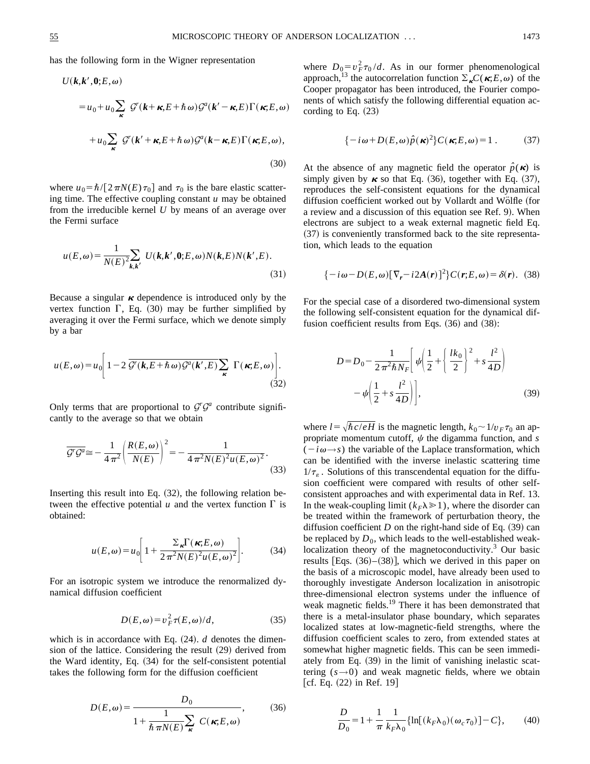has the following form in the Wigner representation

$$
\begin{aligned}
U(\boldsymbol{k},\boldsymbol{k}',\boldsymbol{0};E,\omega) &= u_0 + u_0\sum_{\boldsymbol{\kappa}} \mathcal{G}^r(\boldsymbol{k}+\boldsymbol{\kappa},E+\hbar\omega)\mathcal{G}^a(\boldsymbol{k}'-\boldsymbol{\kappa},E)\Gamma(\boldsymbol{\kappa};E,\omega) \\
&\quad + u_0\sum_{\boldsymbol{\kappa}} \mathcal{G}^r(\boldsymbol{k}'+\boldsymbol{\kappa},E+\hbar\omega)\mathcal{G}^a(\boldsymbol{k}-\boldsymbol{\kappa},E)\Gamma(\boldsymbol{\kappa};E,\omega),
\end{aligned} \tag{30}
$$

where $u_0=\hbar/[2\pi N(E)\tau_0]$ and $\tau_0$ is the bare elastic scattering time. The effective coupling constant $u$ may be obtained from the irreducible kernel $U$ by means of an average over the Fermi surface

$$
u(E,\omega)=\frac{1}{N(E)^2}\sum_{\boldsymbol{k},\boldsymbol{k}'} U(\boldsymbol{k},\boldsymbol{k}',\boldsymbol{0};E,\omega)N(\boldsymbol{k},E)N(\boldsymbol{k}',E). \tag{31}
$$

Because a singular $\boldsymbol{\kappa}$ dependence is introduced only by the vertex function $\Gamma$, Eq. (30) may be further simplified by averaging it over the Fermi surface, which we denote simply by a bar

$$
u(E,\omega)=u_0\left[1-2\,\overline{\mathcal{G}^r(\boldsymbol{k},E+\hbar\omega)\mathcal{G}^a(\boldsymbol{k}',E)}\sum_{\boldsymbol{\kappa}}\Gamma(\boldsymbol{\kappa};E,\omega)\right]. \tag{32}
$$

Only terms that are proportional to $\mathcal{G}^r\mathcal{G}^a$ contribute significantly to the average so that we obtain

$$
\overline{\mathcal{G}^r\mathcal{G}^a}\cong-\frac{1}{4\pi^2}\left(\frac{R(E,\omega)}{N(E)}\right)^2=-\frac{1}{4\pi^2N(E)^2u(E,\omega)^2}. \tag{33}
$$

Inserting this result into Eq. (32), the following relation between the effective potential $u$ and the vertex function $\Gamma$ is obtained:

$$
u(E,\omega)=u_0\left[1+\frac{\Sigma_{\boldsymbol{\kappa}}\Gamma(\boldsymbol{\kappa};E,\omega)}{2\pi^2N(E)^2u(E,\omega)^2}\right]. \tag{34}
$$

For an isotropic system we introduce the renormalized dynamical diffusion coefficient

$$
D(E,\omega)=v_F^2\tau(E,\omega)/d, \tag{35}
$$

which is in accordance with Eq. (24). $d$ denotes the dimension of the lattice. Considering the result (29) derived from the Ward identity, Eq. (34) for the self-consistent potential takes the following form for the diffusion coefficient

$$
D(E,\omega)=\frac{D_0}{1+\dfrac{1}{\hbar\pi N(E)}\sum_{\boldsymbol{\kappa}}C(\boldsymbol{\kappa};E,\omega)}, \tag{36}
$$

where $D_0=v_F^2\tau_0/d$. As in our former phenomenological approach,[13] the autocorrelation function $\Sigma_{\boldsymbol{\kappa}}C(\boldsymbol{\kappa};E,\omega)$ of the Cooper propagator has been introduced, the Fourier components of which satisfy the following differential equation according to Eq. (23)

$$
\{-i\omega+D(E,\omega)\hat{p}(\boldsymbol{\kappa})^2\}C(\boldsymbol{\kappa};E,\omega)=1\,. \tag{37}
$$

At the absence of any magnetic field the operator $\hat{p}(\boldsymbol{\kappa})$ is simply given by $\boldsymbol{\kappa}$ so that Eq. (36), together with Eq. (37), reproduces the self-consistent equations for the dynamical diffusion coefficient worked out by Vollardt and Wölfle (for a review and a discussion of this equation see Ref. 9). When electrons are subject to a weak external magnetic field Eq. (37) is conveniently transformed back to the site representation, which leads to the equation

$$
\{-i\omega-D(E,\omega)[\nabla_{\boldsymbol{r}}-i2\boldsymbol{A}(\boldsymbol{r})]^2\}C(\boldsymbol{r};E,\omega)=\delta(\boldsymbol{r}). \tag{38}
$$

For the special case of a disordered two-dimensional system the following self-consistent equation for the dynamical diffusion coefficient results from Eqs. (36) and (38):

$$
\begin{aligned}
D=D_0-\frac{1}{2\pi^2\hbar N_F}\Bigg[&\psi\left(\frac{1}{2}+\left\{\frac{lk_0}{2}\right\}^2+s\frac{l^2}{4D}\right) \\
&-\psi\left(\frac{1}{2}+s\frac{l^2}{4D}\right)\Bigg],
\end{aligned} \tag{39}
$$

where $l=\sqrt{\hbar c/eH}$ is the magnetic length, $k_0\sim 1/v_F\tau_0$ an appropriate momentum cutoff, $\psi$ the digamma function, and $s$ $(-i\omega\rightarrow s)$ the variable of the Laplace transformation, which can be identified with the inverse inelastic scattering time $1/\tau_\varepsilon$. Solutions of this transcendental equation for the diffusion coefficient were compared with results of other self-consistent approaches and with experimental data in Ref. 13. In the weak-coupling limit ($k_F\lambda\gg 1$), where the disorder can be treated within the framework of perturbation theory, the diffusion coefficient $D$ on the right-hand side of Eq. (39) can be replaced by $D_0$, which leads to the well-established weak-localization theory of the magnetoconductivity.[3] Our basic results [Eqs. (36)–(38)], which we derived in this paper on the basis of a microscopic model, have already been used to thoroughly investigate Anderson localization in anisotropic three-dimensional electron systems under the influence of weak magnetic fields.[19] There it has been demonstrated that there is a metal-insulator phase boundary, which separates localized states at low-magnetic-field strengths, where the diffusion coefficient scales to zero, from extended states at somewhat higher magnetic fields. This can be seen immediately from Eq. (39) in the limit of vanishing inelastic scattering ($s\rightarrow 0$) and weak magnetic fields, where we obtain [cf. Eq. (22) in Ref. 19]

$$
\frac{D}{D_0}=1+\frac{1}{\pi}\frac{1}{k_F\lambda_0}\{\ln[(k_F\lambda_0)(\omega_c\tau_0)]-C\}, \tag{40}
$$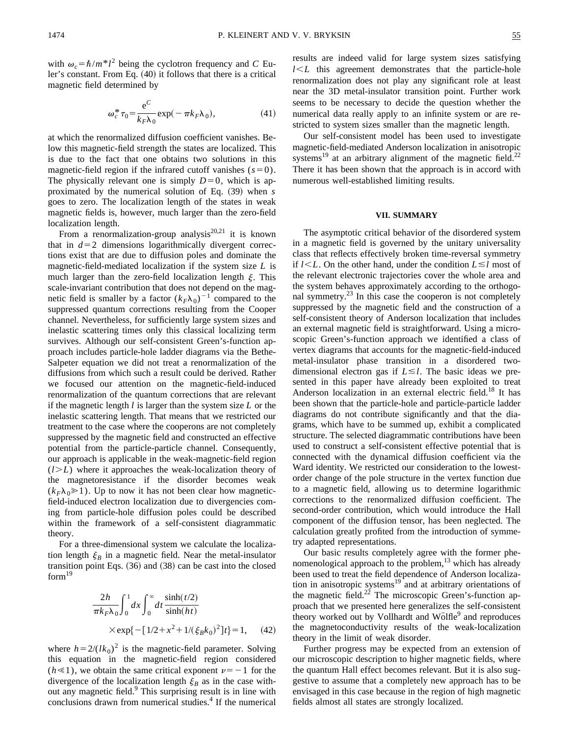with $\omega_c = \hbar / m^* l^2$ being the cyclotron frequency and $C$ Euler's constant. From Eq. (40) it follows that there is a critical magnetic field determined by

$$\omega_c^* \tau_0 = \frac{e^C}{k_F \lambda_0} \exp(-\pi k_F \lambda_0), \tag{41}$$

at which the renormalized diffusion coefficient vanishes. Below this magnetic-field strength the states are localized. This is due to the fact that one obtains two solutions in this magnetic-field region if the infrared cutoff vanishes ($s=0$). The physically relevant one is simply $D=0$, which is approximated by the numerical solution of Eq. (39) when $s$ goes to zero. The localization length of the states in weak magnetic fields is, however, much larger than the zero-field localization length.

From a renormalization-group analysis[20,21] it is known that in $d=2$ dimensions logarithmically divergent corrections exist that are due to diffusion poles and dominate the magnetic-field-mediated localization if the system size $L$ is much larger than the zero-field localization length $\xi$. This scale-invariant contribution that does not depend on the magnetic field is smaller by a factor $(k_F \lambda_0)^{-1}$ compared to the suppressed quantum corrections resulting from the Cooper channel. Nevertheless, for sufficiently large system sizes and inelastic scattering times only this classical localizing term survives. Although our self-consistent Green's-function approach includes particle-hole ladder diagrams via the Bethe-Salpeter equation we did not treat a renormalization of the diffusions from which such a result could be derived. Rather we focused our attention on the magnetic-field-induced renormalization of the quantum corrections that are relevant if the magnetic length $l$ is larger than the system size $L$ or the inelastic scattering length. That means that we restricted our treatment to the case where the cooperons are not completely suppressed by the magnetic field and constructed an effective potential from the particle-particle channel. Consequently, our approach is applicable in the weak-magnetic-field region ($l > L$) where it approaches the weak-localization theory of the magnetoresistance if the disorder becomes weak ($k_F \lambda_0 \gg 1$). Up to now it has not been clear how magnetic-field-induced electron localization due to divergencies coming from particle-hole diffusion poles could be described within the framework of a self-consistent diagrammatic theory.

For a three-dimensional system we calculate the localization length $\xi_B$ in a magnetic field. Near the metal-insulator transition point Eqs. (36) and (38) can be cast into the closed form[19]

$$\frac{2h}{\pi k_F \lambda_0} \int_0^1 dx \int_0^\infty dt \frac{\sinh(t/2)}{\sinh(ht)} \times \exp\{-[1/2 + x^2 + 1/(\xi_B k_0)^2] t\} = 1, \tag{42}$$

where $h = 2/(l k_0)^2$ is the magnetic-field parameter. Solving this equation in the magnetic-field region considered ($h \ll 1$), we obtain the same critical exponent $\nu = -1$ for the divergence of the localization length $\xi_B$ as in the case without any magnetic field.[9] This surprising result is in line with conclusions drawn from numerical studies.[4] If the numerical results are indeed valid for large system sizes satisfying $l < L$ this agreement demonstrates that the particle-hole renormalization does not play any significant role at least near the 3D metal-insulator transition point. Further work seems to be necessary to decide the question whether the numerical data really apply to an infinite system or are restricted to system sizes smaller than the magnetic length.

Our self-consistent model has been used to investigate magnetic-field-mediated Anderson localization in anisotropic systems[19] at an arbitrary alignment of the magnetic field.[22] There it has been shown that the approach is in accord with numerous well-established limiting results.

## VII. SUMMARY

The asymptotic critical behavior of the disordered system in a magnetic field is governed by the unitary universality class that reflects effectively broken time-reversal symmetry if $l < L$. On the other hand, under the condition $L \lesssim l$ most of the relevant electronic trajectories cover the whole area and the system behaves approximately according to the orthogonal symmetry.[23] In this case the cooperon is not completely suppressed by the magnetic field and the construction of a self-consistent theory of Anderson localization that includes an external magnetic field is straightforward. Using a microscopic Green's-function approach we identified a class of vertex diagrams that accounts for the magnetic-field-induced metal-insulator phase transition in a disordered two-dimensional electron gas if $L \lesssim l$. The basic ideas we presented in this paper have already been exploited to treat Anderson localization in an external electric field.[18] It has been shown that the particle-hole and particle-particle ladder diagrams do not contribute significantly and that the diagrams, which have to be summed up, exhibit a complicated structure. The selected diagrammatic contributions have been used to construct a self-consistent effective potential that is connected with the dynamical diffusion coefficient via the Ward identity. We restricted our consideration to the lowest-order change of the pole structure in the vertex function due to a magnetic field, allowing us to determine logarithmic corrections to the renormalized diffusion coefficient. The second-order contribution, which would introduce the Hall component of the diffusion tensor, has been neglected. The calculation greatly profited from the introduction of symmetry adapted representations.

Our basic results completely agree with the former phenomenological approach to the problem,[13] which has already been used to treat the field dependence of Anderson localization in anisotropic systems[19] and at arbitrary orientations of the magnetic field.[22] The microscopic Green's-function approach that we presented here generalizes the self-consistent theory worked out by Vollhardt and Wölfle[9] and reproduces the magnetoconductivity results of the weak-localization theory in the limit of weak disorder.

Further progress may be expected from an extension of our microscopic description to higher magnetic fields, where the quantum Hall effect becomes relevant. But it is also suggestive to assume that a completely new approach has to be envisaged in this case because in the region of high magnetic fields almost all states are strongly localized.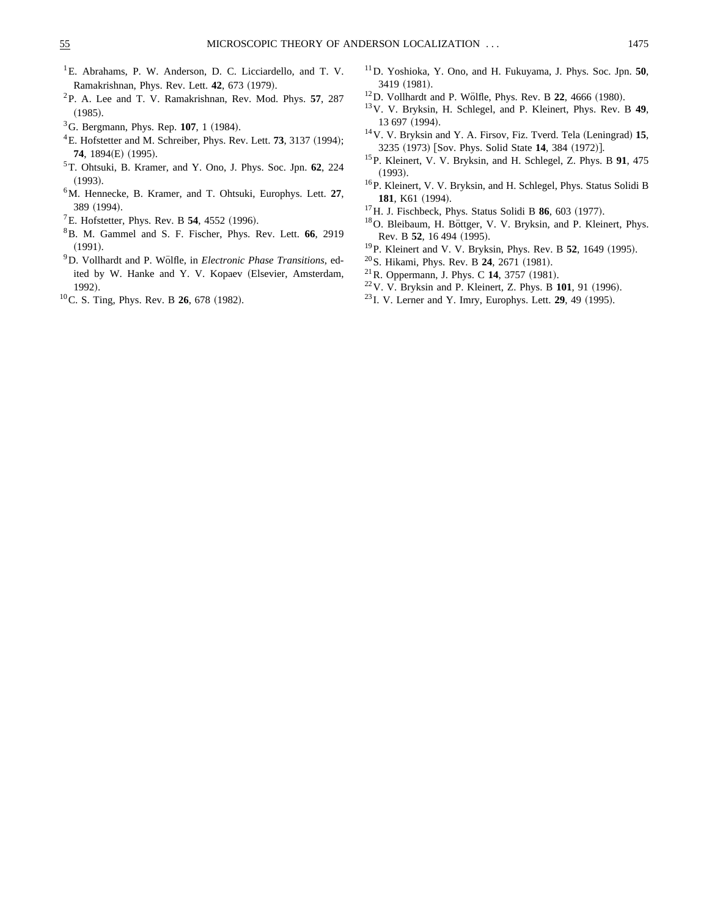[1] E. Abrahams, P. W. Anderson, D. C. Licciardello, and T. V. Ramakrishnan, Phys. Rev. Lett. **42**, 673 (1979).

[2] P. A. Lee and T. V. Ramakrishnan, Rev. Mod. Phys. **57**, 287 (1985).

[3] G. Bergmann, Phys. Rep. **107**, 1 (1984).

[4] E. Hofstetter and M. Schreiber, Phys. Rev. Lett. **73**, 3137 (1994); **74**, 1894(E) (1995).

[5] T. Ohtsuki, B. Kramer, and Y. Ono, J. Phys. Soc. Jpn. **62**, 224 (1993).

[6] M. Hennecke, B. Kramer, and T. Ohtsuki, Europhys. Lett. **27**, 389 (1994).

[7] E. Hofstetter, Phys. Rev. B **54**, 4552 (1996).

[8] B. M. Gammel and S. F. Fischer, Phys. Rev. Lett. **66**, 2919 (1991).

[9] D. Vollhardt and P. Wölfle, in *Electronic Phase Transitions*, edited by W. Hanke and Y. V. Kopaev (Elsevier, Amsterdam, 1992).

[10] C. S. Ting, Phys. Rev. B **26**, 678 (1982).

[11] D. Yoshioka, Y. Ono, and H. Fukuyama, J. Phys. Soc. Jpn. **50**, 3419 (1981).

[12] D. Vollhardt and P. Wölfle, Phys. Rev. B **22**, 4666 (1980).

[13] V. V. Bryksin, H. Schlegel, and P. Kleinert, Phys. Rev. B **49**, 13 697 (1994).

[14] V. V. Bryksin and Y. A. Firsov, Fiz. Tverd. Tela (Leningrad) **15**, 3235 (1973) [Sov. Phys. Solid State **14**, 384 (1972)].

[15] P. Kleinert, V. V. Bryksin, and H. Schlegel, Z. Phys. B **91**, 475 (1993).

[16] P. Kleinert, V. V. Bryksin, and H. Schlegel, Phys. Status Solidi B **181**, K61 (1994).

[17] H. J. Fischbeck, Phys. Status Solidi B **86**, 603 (1977).

[18] O. Bleibaum, H. Böttger, V. V. Bryksin, and P. Kleinert, Phys. Rev. B **52**, 16 494 (1995).

[19] P. Kleinert and V. V. Bryksin, Phys. Rev. B **52**, 1649 (1995).

[20] S. Hikami, Phys. Rev. B **24**, 2671 (1981).

[21] R. Oppermann, J. Phys. C **14**, 3757 (1981).

[22] V. V. Bryksin and P. Kleinert, Z. Phys. B **101**, 91 (1996).

[23] I. V. Lerner and Y. Imry, Europhys. Lett. **29**, 49 (1995).